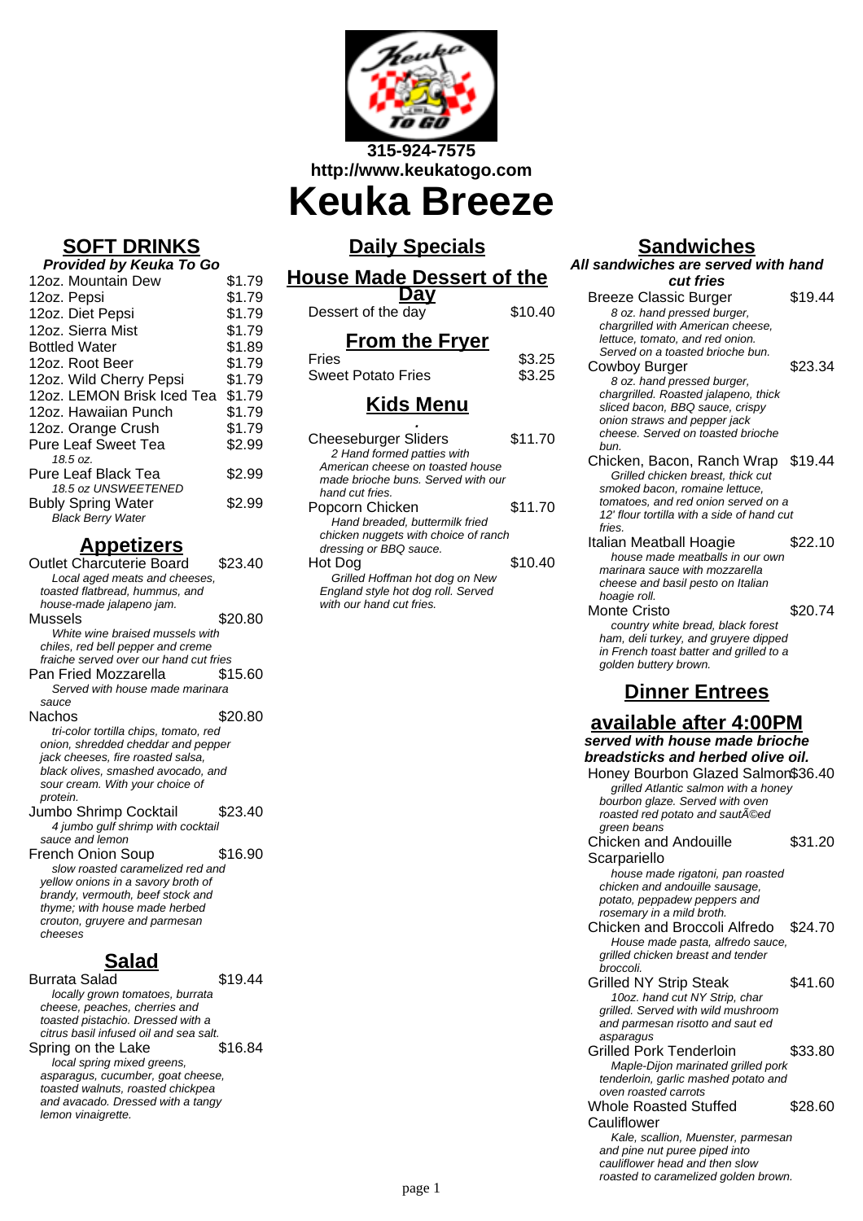315-924-7575
http://www.keukatogo.com

# Keuka Breeze

## SOFT DRINKS

**Provided by Keuka To Go**

| Item | Price |
|---|---|
| 12oz. Mountain Dew | $1.79 |
| 12oz. Pepsi | $1.79 |
| 12oz. Diet Pepsi | $1.79 |
| 12oz. Sierra Mist | $1.79 |
| Bottled Water | $1.89 |
| 12oz. Root Beer | $1.79 |
| 12oz. Wild Cherry Pepsi | $1.79 |
| 12oz. LEMON Brisk Iced Tea | $1.79 |
| 12oz. Hawaiian Punch | $1.79 |
| 12oz. Orange Crush | $1.79 |
| Pure Leaf Sweet Tea *18.5 oz.* | $2.99 |
| Pure Leaf Black Tea *18.5 oz UNSWEETENED* | $2.99 |
| Bubly Spring Water *Black Berry Water* | $2.99 |

## Appetizers

**Outlet Charcuterie Board** — $23.40
*Local aged meats and cheeses, toasted flatbread, hummus, and house-made jalapeno jam.*

**Mussels** — $20.80
*White wine braised mussels with chiles, red bell pepper and creme fraiche served over our hand cut fries*

**Pan Fried Mozzarella** — $15.60
*Served with house made marinara sauce*

**Nachos** — $20.80
*tri-color tortilla chips, tomato, red onion, shredded cheddar and pepper jack cheeses, fire roasted salsa, black olives, smashed avocado, and sour cream. With your choice of protein.*

**Jumbo Shrimp Cocktail** — $23.40
*4 jumbo gulf shrimp with cocktail sauce and lemon*

**French Onion Soup** — $16.90
*slow roasted caramelized red and yellow onions in a savory broth of brandy, vermouth, beef stock and thyme; with house made herbed crouton, gruyere and parmesan cheeses*

## Salad

**Burrata Salad** — $19.44
*locally grown tomatoes, burrata cheese, peaches, cherries and toasted pistachio. Dressed with a citrus basil infused oil and sea salt.*

**Spring on the Lake** — $16.84
*local spring mixed greens, asparagus, cucumber, goat cheese, toasted walnuts, roasted chickpea and avacado. Dressed with a tangy lemon vinaigrette.*

## Daily Specials

### House Made Dessert of the Day

| Item | Price |
|---|---|
| Dessert of the day | $10.40 |

### From the Fryer

| Item | Price |
|---|---|
| Fries | $3.25 |
| Sweet Potato Fries | $3.25 |

### Kids Menu

.

**Cheeseburger Sliders** — $11.70
*2 Hand formed patties with American cheese on toasted house made brioche buns. Served with our hand cut fries.*

**Popcorn Chicken** — $11.70
*Hand breaded, buttermilk fried chicken nuggets with choice of ranch dressing or BBQ sauce.*

**Hot Dog** — $10.40
*Grilled Hoffman hot dog on New England style hot dog roll. Served with our hand cut fries.*

## Sandwiches

**All sandwiches are served with hand cut fries**

**Breeze Classic Burger** — $19.44
*8 oz. hand pressed burger, chargrilled with American cheese, lettuce, tomato, and red onion. Served on a toasted brioche bun.*

**Cowboy Burger** — $23.34
*8 oz. hand pressed burger, chargrilled. Roasted jalapeno, thick sliced bacon, BBQ sauce, crispy onion straws and pepper jack cheese. Served on toasted brioche bun.*

**Chicken, Bacon, Ranch Wrap** — $19.44
*Grilled chicken breast, thick cut smoked bacon, romaine lettuce, tomatoes, and red onion served on a 12' flour tortilla with a side of hand cut fries.*

**Italian Meatball Hoagie** — $22.10
*house made meatballs in our own marinara sauce with mozzarella cheese and basil pesto on Italian hoagie roll.*

**Monte Cristo** — $20.74
*country white bread, black forest ham, deli turkey, and gruyere dipped in French toast batter and grilled to a golden buttery brown.*

## Dinner Entrees

### available after 4:00PM

**served with house made brioche breadsticks and herbed olive oil.**

**Honey Bourbon Glazed Salmon** — $36.40
*grilled Atlantic salmon with a honey bourbon glaze. Served with oven roasted red potato and sautÃ©ed green beans*

**Chicken and Andouille Scarpariello** — $31.20
*house made rigatoni, pan roasted chicken and andouille sausage, potato, peppadew peppers and rosemary in a mild broth.*

**Chicken and Broccoli Alfredo** — $24.70
*House made pasta, alfredo sauce, grilled chicken breast and tender broccoli.*

**Grilled NY Strip Steak** — $41.60
*10oz. hand cut NY Strip, char grilled. Served with wild mushroom and parmesan risotto and saut ed asparagus*

**Grilled Pork Tenderloin** — $33.80
*Maple-Dijon marinated grilled pork tenderloin, garlic mashed potato and oven roasted carrots*

**Whole Roasted Stuffed Cauliflower** — $28.60
*Kale, scallion, Muenster, parmesan and pine nut puree piped into cauliflower head and then slow roasted to caramelized golden brown.*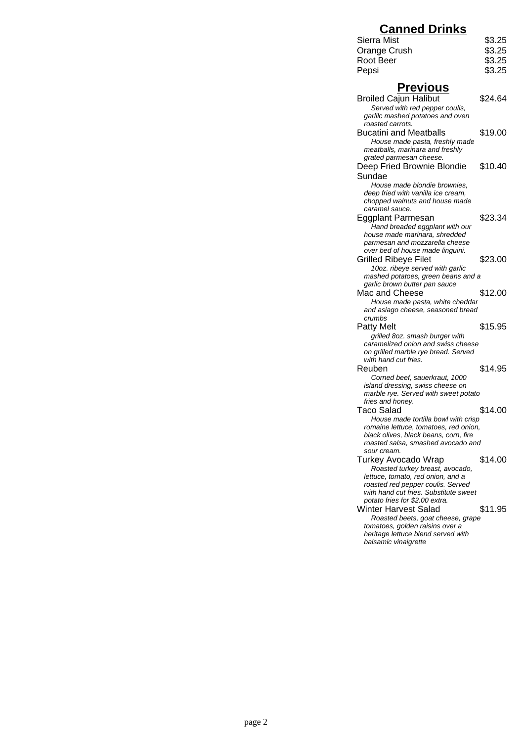## Canned Drinks

| | |
|---|---|
| Sierra Mist | $3.25 |
| Orange Crush | $3.25 |
| Root Beer | $3.25 |
| Pepsi | $3.25 |

## Previous

**Broiled Cajun Halibut** — $24.64
*Served with red pepper coulis, garlilc mashed potatoes and oven roasted carrots.*

**Bucatini and Meatballs** — $19.00
*House made pasta, freshly made meatballs, marinara and freshly grated parmesan cheese.*

**Deep Fried Brownie Blondie Sundae** — $10.40
*House made blondie brownies, deep fried with vanilla ice cream, chopped walnuts and house made caramel sauce.*

**Eggplant Parmesan** — $23.34
*Hand breaded eggplant with our house made marinara, shredded parmesan and mozzarella cheese over bed of house made linguini.*

**Grilled Ribeye Filet** — $23.00
*10oz. ribeye served with garlic mashed potatoes, green beans and a garlic brown butter pan sauce*

**Mac and Cheese** — $12.00
*House made pasta, white cheddar and asiago cheese, seasoned bread crumbs*

**Patty Melt** — $15.95
*grilled 8oz. smash burger with caramelized onion and swiss cheese on grilled marble rye bread. Served with hand cut fries.*

**Reuben** — $14.95
*Corned beef, sauerkraut, 1000 island dressing, swiss cheese on marble rye. Served with sweet potato fries and honey.*

**Taco Salad** — $14.00
*House made tortilla bowl with crisp romaine lettuce, tomatoes, red onion, black olives, black beans, corn, fire roasted salsa, smashed avocado and sour cream.*

**Turkey Avocado Wrap** — $14.00
*Roasted turkey breast, avocado, lettuce, tomato, red onion, and a roasted red pepper coulis. Served with hand cut fries. Substitute sweet potato fries for $2.00 extra.*

**Winter Harvest Salad** — $11.95
*Roasted beets, goat cheese, grape tomatoes, golden raisins over a heritage lettuce blend served with balsamic vinaigrette*